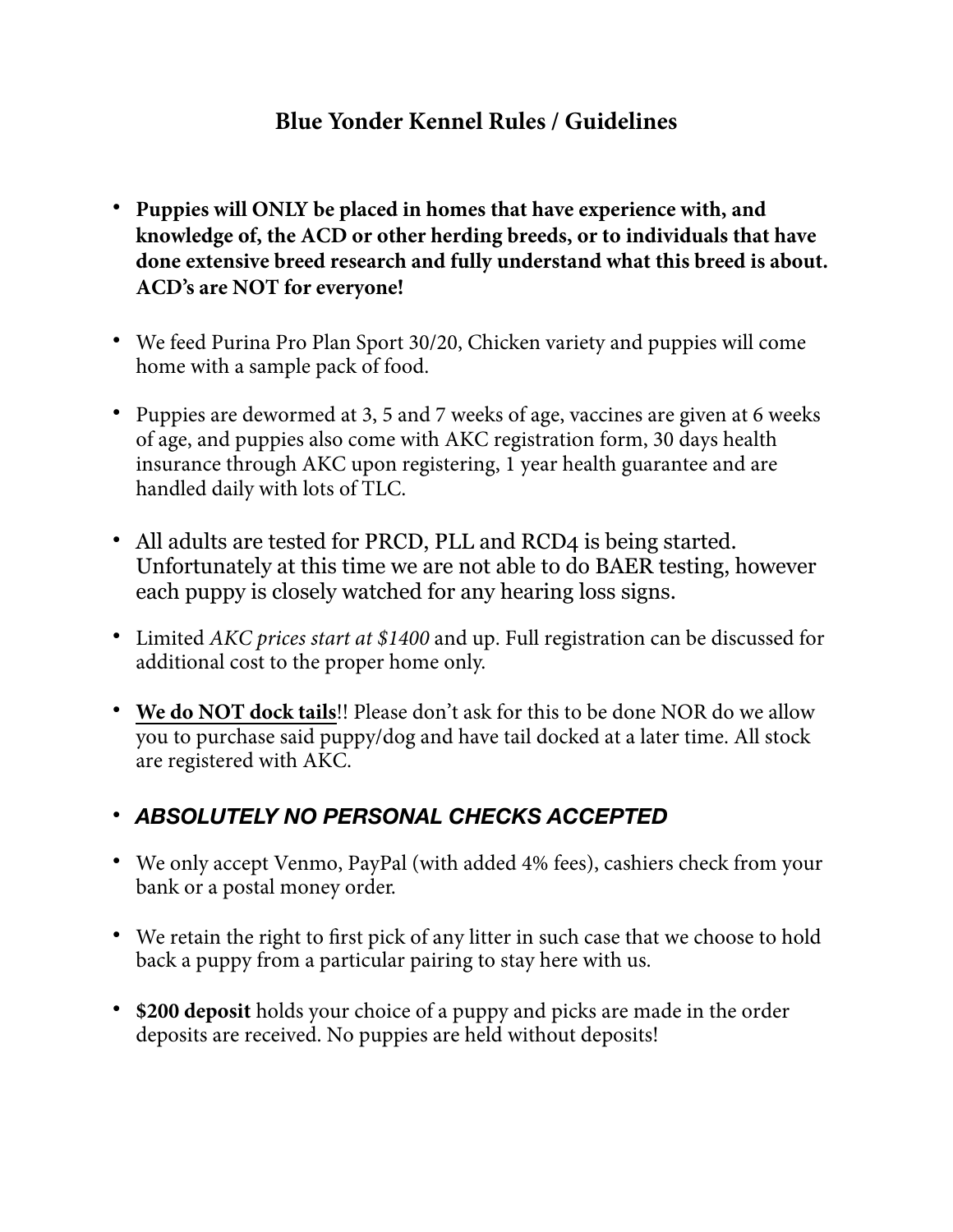## Blue Yonder Kennel Rules / Guidelines

- **Puppies will ONLY be placed in homes that have experience with, and knowledge of, the ACD or other herding breeds, or to individuals that have done extensive breed research and fully understand what this breed is about. ACD's are NOT for everyone!**
- We feed Purina Pro Plan Sport 30/20, Chicken variety and puppies will come home with a sample pack of food.
- Puppies are dewormed at 3, 5 and 7 weeks of age, vaccines are given at 6 weeks of age, and puppies also come with AKC registration form, 30 days health insurance through AKC upon registering, 1 year health guarantee and are handled daily with lots of TLC.
- All adults are tested for PRCD, PLL and RCD4 is being started. Unfortunately at this time we are not able to do BAER testing, however each puppy is closely watched for any hearing loss signs.
- Limited *AKC prices start at $1400* and up. Full registration can be discussed for additional cost to the proper home only.
- **<u>We do NOT dock tails</u>**!! Please don't ask for this to be done NOR do we allow you to purchase said puppy/dog and have tail docked at a later time. All stock are registered with AKC.
- ***ABSOLUTELY NO PERSONAL CHECKS ACCEPTED***
- We only accept Venmo, PayPal (with added 4% fees), cashiers check from your bank or a postal money order.
- We retain the right to first pick of any litter in such case that we choose to hold back a puppy from a particular pairing to stay here with us.
- **$200 deposit** holds your choice of a puppy and picks are made in the order deposits are received. No puppies are held without deposits!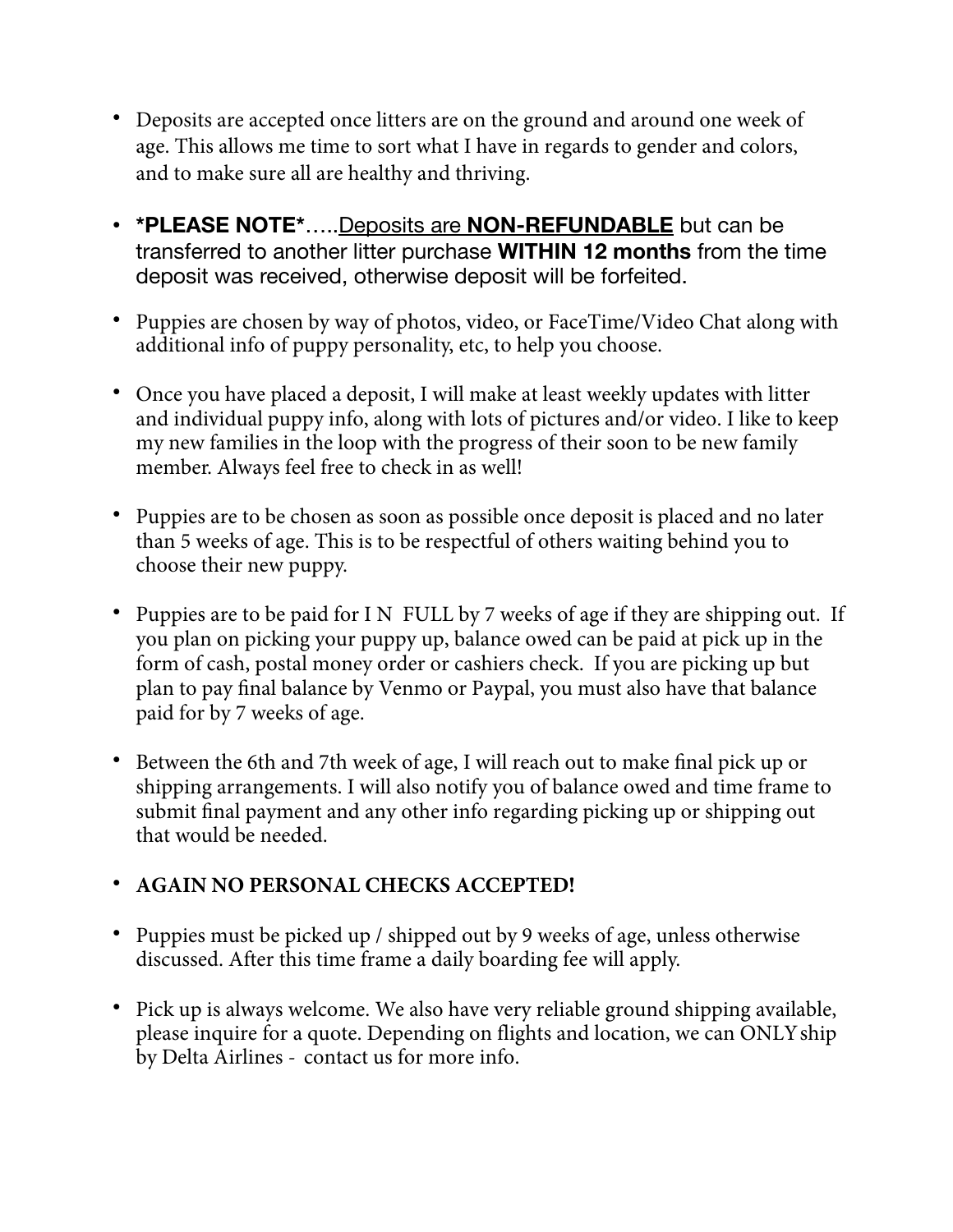- Deposits are accepted once litters are on the ground and around one week of age. This allows me time to sort what I have in regards to gender and colors, and to make sure all are healthy and thriving.

- ***PLEASE NOTE***…..Deposits are **NON-REFUNDABLE** but can be transferred to another litter purchase **WITHIN 12 months** from the time deposit was received, otherwise deposit will be forfeited.

- Puppies are chosen by way of photos, video, or FaceTime/Video Chat along with additional info of puppy personality, etc, to help you choose.

- Once you have placed a deposit, I will make at least weekly updates with litter and individual puppy info, along with lots of pictures and/or video. I like to keep my new families in the loop with the progress of their soon to be new family member. Always feel free to check in as well!

- Puppies are to be chosen as soon as possible once deposit is placed and no later than 5 weeks of age. This is to be respectful of others waiting behind you to choose their new puppy.

- Puppies are to be paid for I N FULL by 7 weeks of age if they are shipping out. If you plan on picking your puppy up, balance owed can be paid at pick up in the form of cash, postal money order or cashiers check. If you are picking up but plan to pay final balance by Venmo or Paypal, you must also have that balance paid for by 7 weeks of age.

- Between the 6th and 7th week of age, I will reach out to make final pick up or shipping arrangements. I will also notify you of balance owed and time frame to submit final payment and any other info regarding picking up or shipping out that would be needed.

- **AGAIN NO PERSONAL CHECKS ACCEPTED!**

- Puppies must be picked up / shipped out by 9 weeks of age, unless otherwise discussed. After this time frame a daily boarding fee will apply.

- Pick up is always welcome. We also have very reliable ground shipping available, please inquire for a quote. Depending on flights and location, we can ONLY ship by Delta Airlines - contact us for more info.